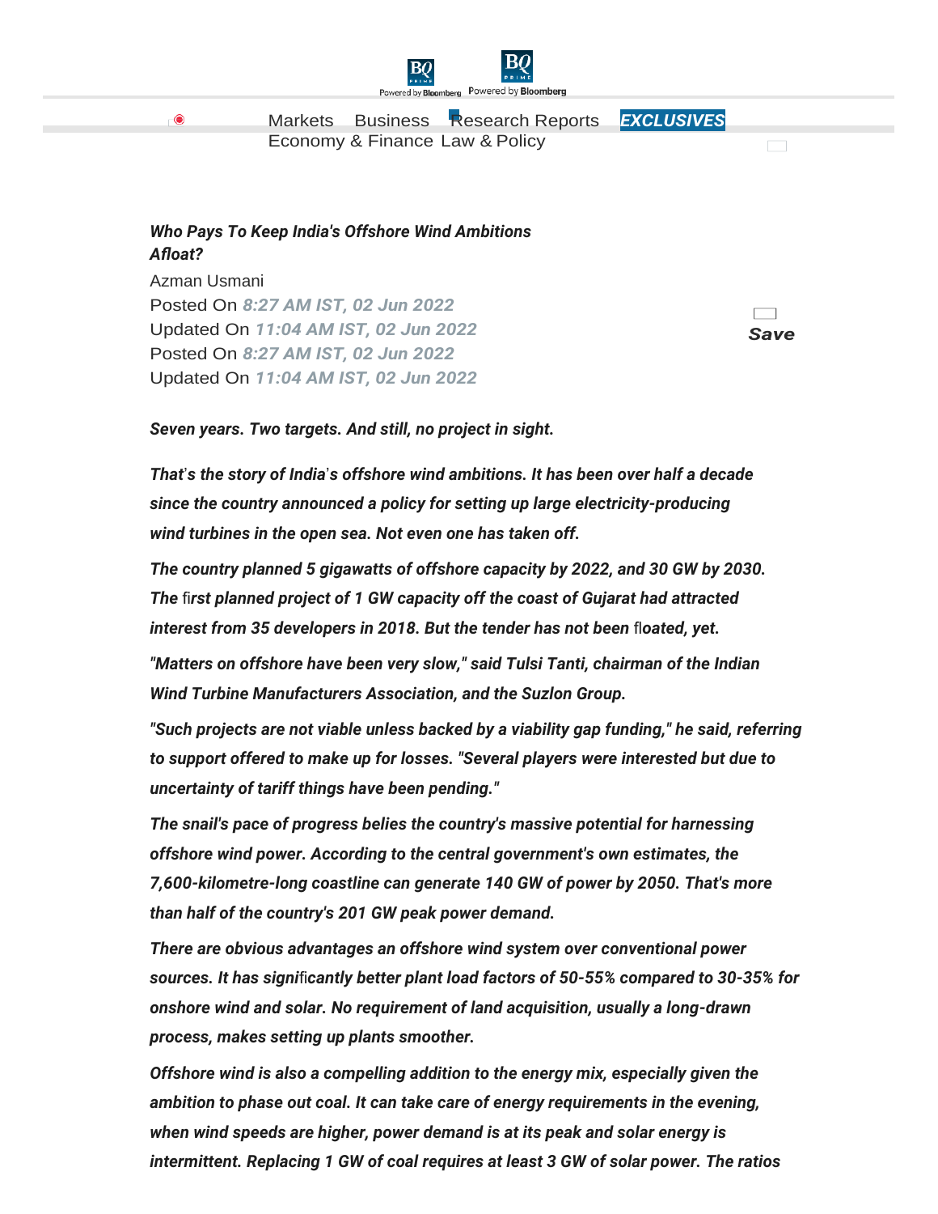# Who Pays To Keep India's Offshore Wind Ambitions Afloat?

Azman Usmani

Posted On 8:27 AM IST, 02 Jun 2022

Updated On 11:04 AM IST, 02 Jun 2022

*Seven years. Two targets. And still, no project in sight.*

*That's the story of India's offshore wind ambitions. It has been over half a decade since the country announced a policy for setting up large electricity-producing wind turbines in the open sea. Not even one has taken off.*

*The country planned 5 gigawatts of offshore capacity by 2022, and 30 GW by 2030. The first planned project of 1 GW capacity off the coast of Gujarat had attracted interest from 35 developers in 2018. But the tender has not been floated, yet.*

*"Matters on offshore have been very slow," said Tulsi Tanti, chairman of the Indian Wind Turbine Manufacturers Association, and the Suzlon Group.*

*"Such projects are not viable unless backed by a viability gap funding," he said, referring to support offered to make up for losses. "Several players were interested but due to uncertainty of tariff things have been pending."*

*The snail's pace of progress belies the country's massive potential for harnessing offshore wind power. According to the central government's own estimates, the 7,600-kilometre-long coastline can generate 140 GW of power by 2050. That's more than half of the country's 201 GW peak power demand.*

*There are obvious advantages an offshore wind system over conventional power sources. It has significantly better plant load factors of 50-55% compared to 30-35% for onshore wind and solar. No requirement of land acquisition, usually a long-drawn process, makes setting up plants smoother.*

*Offshore wind is also a compelling addition to the energy mix, especially given the ambition to phase out coal. It can take care of energy requirements in the evening, when wind speeds are higher, power demand is at its peak and solar energy is intermittent. Replacing 1 GW of coal requires at least 3 GW of solar power. The ratios*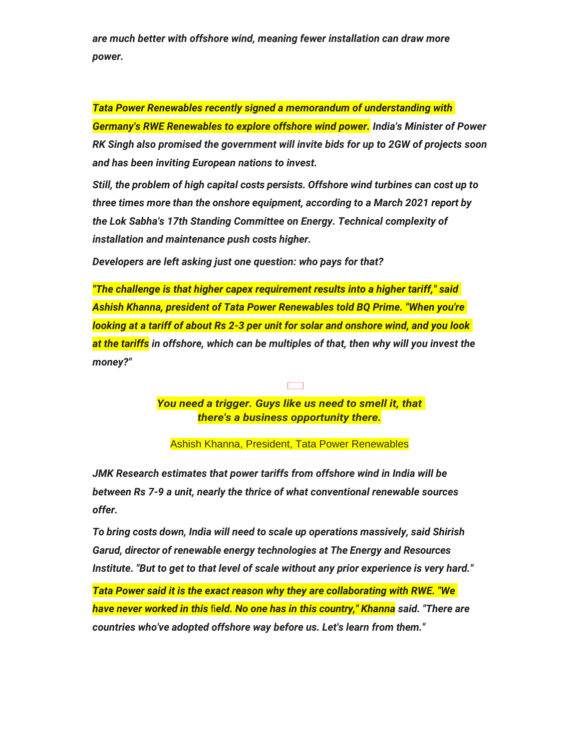*are much better with offshore wind, meaning fewer installation can draw more power.*

*Tata Power Renewables recently signed a memorandum of understanding with Germany's RWE Renewables to explore offshore wind power. India's Minister of Power RK Singh also promised the government will invite bids for up to 2GW of projects soon and has been inviting European nations to invest.*

*Still, the problem of high capital costs persists. Offshore wind turbines can cost up to three times more than the onshore equipment, according to a March 2021 report by the Lok Sabha's 17th Standing Committee on Energy. Technical complexity of installation and maintenance push costs higher.*

*Developers are left asking just one question: who pays for that?*

*"The challenge is that higher capex requirement results into a higher tariff," said Ashish Khanna, president of Tata Power Renewables told BQ Prime. "When you're looking at a tariff of about Rs 2-3 per unit for solar and onshore wind, and you look at the tariffs in offshore, which can be multiples of that, then why will you invest the money?"*

> ***You need a trigger. Guys like us need to smell it, that there's a business opportunity there.***
>
> Ashish Khanna, President, Tata Power Renewables

*JMK Research estimates that power tariffs from offshore wind in India will be between Rs 7-9 a unit, nearly the thrice of what conventional renewable sources offer.*

*To bring costs down, India will need to scale up operations massively, said Shirish Garud, director of renewable energy technologies at The Energy and Resources Institute. "But to get to that level of scale without any prior experience is very hard."*

*Tata Power said it is the exact reason why they are collaborating with RWE. "We have never worked in this field. No one has in this country," Khanna said. "There are countries who've adopted offshore way before us. Let's learn from them."*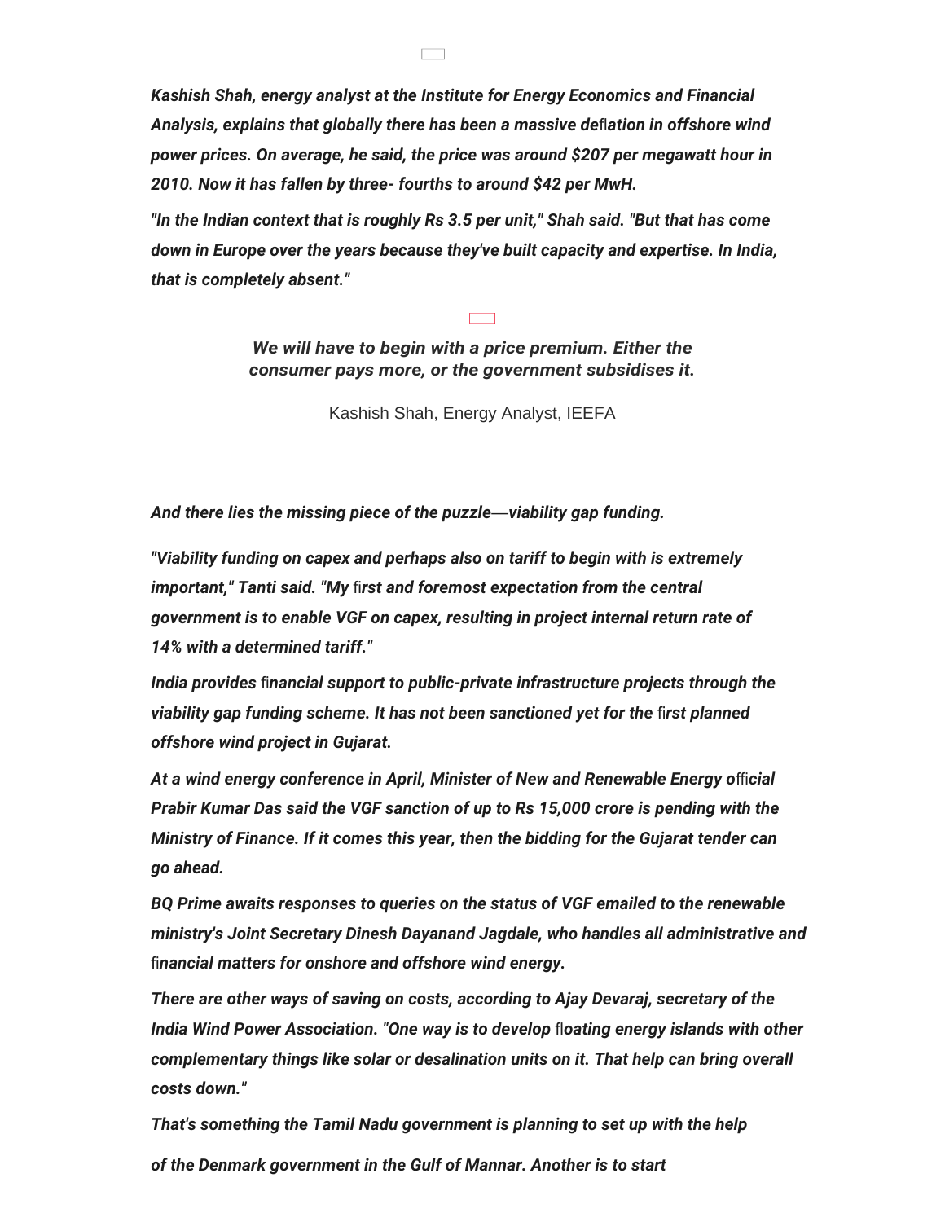*Kashish Shah, energy analyst at the Institute for Energy Economics and Financial Analysis, explains that globally there has been a massive deflation in offshore wind power prices. On average, he said, the price was around $207 per megawatt hour in 2010. Now it has fallen by three- fourths to around $42 per MwH.*

*"In the Indian context that is roughly Rs 3.5 per unit," Shah said. "But that has come down in Europe over the years because they've built capacity and expertise. In India, that is completely absent."*

> ***We will have to begin with a price premium. Either the consumer pays more, or the government subsidises it.***
>
> Kashish Shah, Energy Analyst, IEEFA

*And there lies the missing piece of the puzzle—viability gap funding.*

*"Viability funding on capex and perhaps also on tariff to begin with is extremely important," Tanti said. "My first and foremost expectation from the central government is to enable VGF on capex, resulting in project internal return rate of 14% with a determined tariff."*

*India provides financial support to public-private infrastructure projects through the viability gap funding scheme. It has not been sanctioned yet for the first planned offshore wind project in Gujarat.*

*At a wind energy conference in April, Minister of New and Renewable Energy official Prabir Kumar Das said the VGF sanction of up to Rs 15,000 crore is pending with the Ministry of Finance. If it comes this year, then the bidding for the Gujarat tender can go ahead.*

*BQ Prime awaits responses to queries on the status of VGF emailed to the renewable ministry's Joint Secretary Dinesh Dayanand Jagdale, who handles all administrative and financial matters for onshore and offshore wind energy.*

*There are other ways of saving on costs, according to Ajay Devaraj, secretary of the India Wind Power Association. "One way is to develop floating energy islands with other complementary things like solar or desalination units on it. That help can bring overall costs down."*

*That's something the Tamil Nadu government is planning to set up with the help of the Denmark government in the Gulf of Mannar. Another is to start*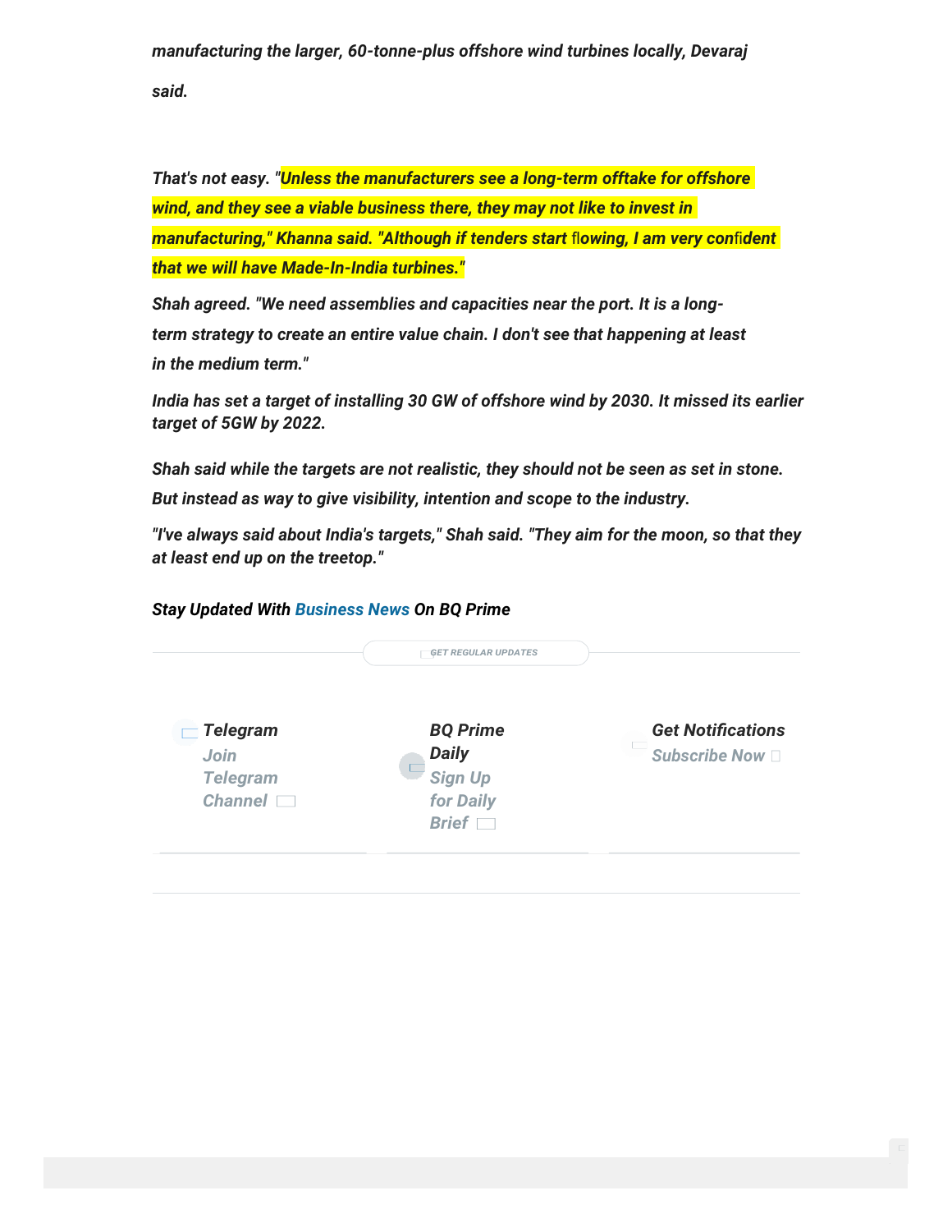*manufacturing the larger, 60-tonne-plus offshore wind turbines locally, Devaraj said.*

*That's not easy. "Unless the manufacturers see a long-term offtake for offshore wind, and they see a viable business there, they may not like to invest in manufacturing," Khanna said. "Although if tenders start flowing, I am very confident that we will have Made-In-India turbines."*

*Shah agreed. "We need assemblies and capacities near the port. It is a long-term strategy to create an entire value chain. I don't see that happening at least in the medium term."*

*India has set a target of installing 30 GW of offshore wind by 2030. It missed its earlier target of 5GW by 2022.*

*Shah said while the targets are not realistic, they should not be seen as set in stone. But instead as way to give visibility, intention and scope to the industry.*

*"I've always said about India's targets," Shah said. "They aim for the moon, so that they at least end up on the treetop."*

*Stay Updated With Business News On BQ Prime*

GET REGULAR UPDATES

*Telegram*
*Join Telegram Channel*

*BQ Prime Daily*
*Sign Up for Daily Brief*

*Get Notifications*
*Subscribe Now*